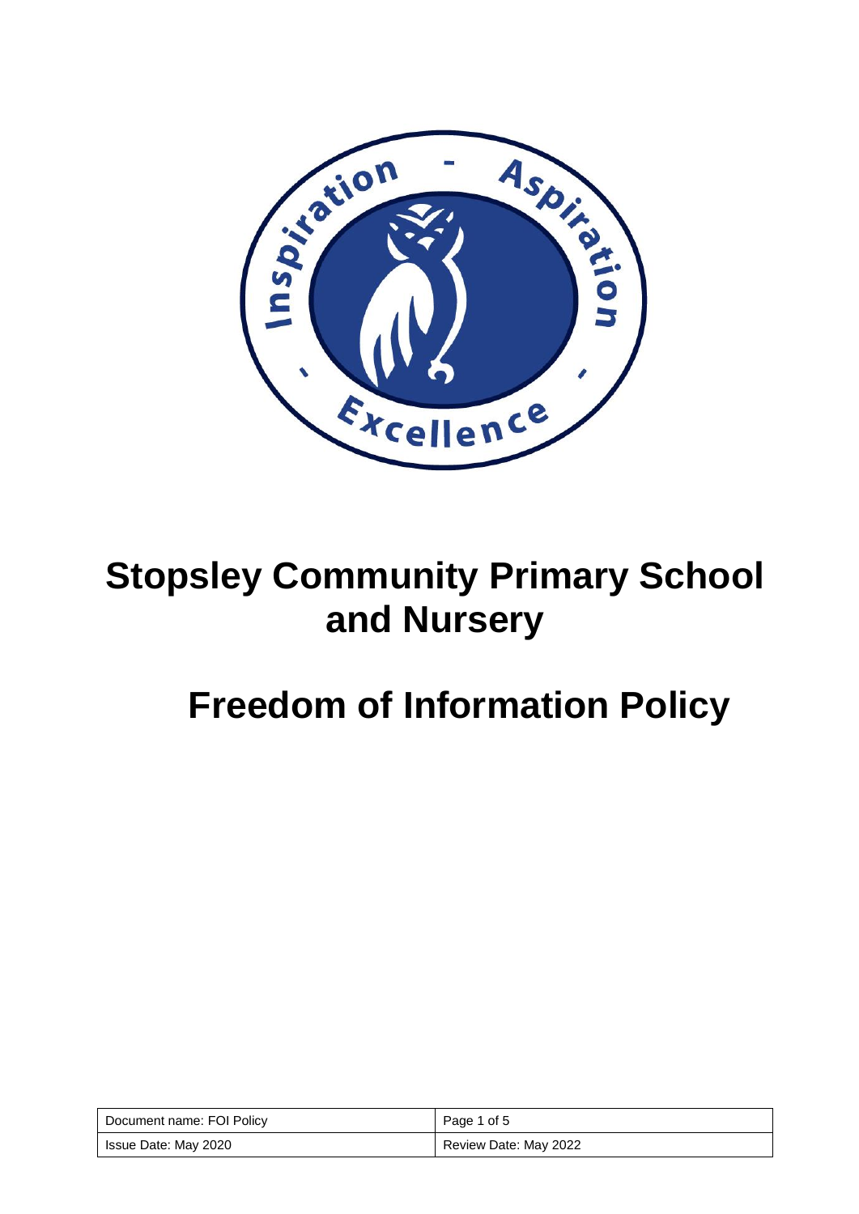# Stopsley Community Primary School and Nursery

# Freedom of Information Policy

| Document name: FOI Policy | Page 1 of 5 |
| --- | --- |
| Issue Date: May 2020 | Review Date: May 2022 |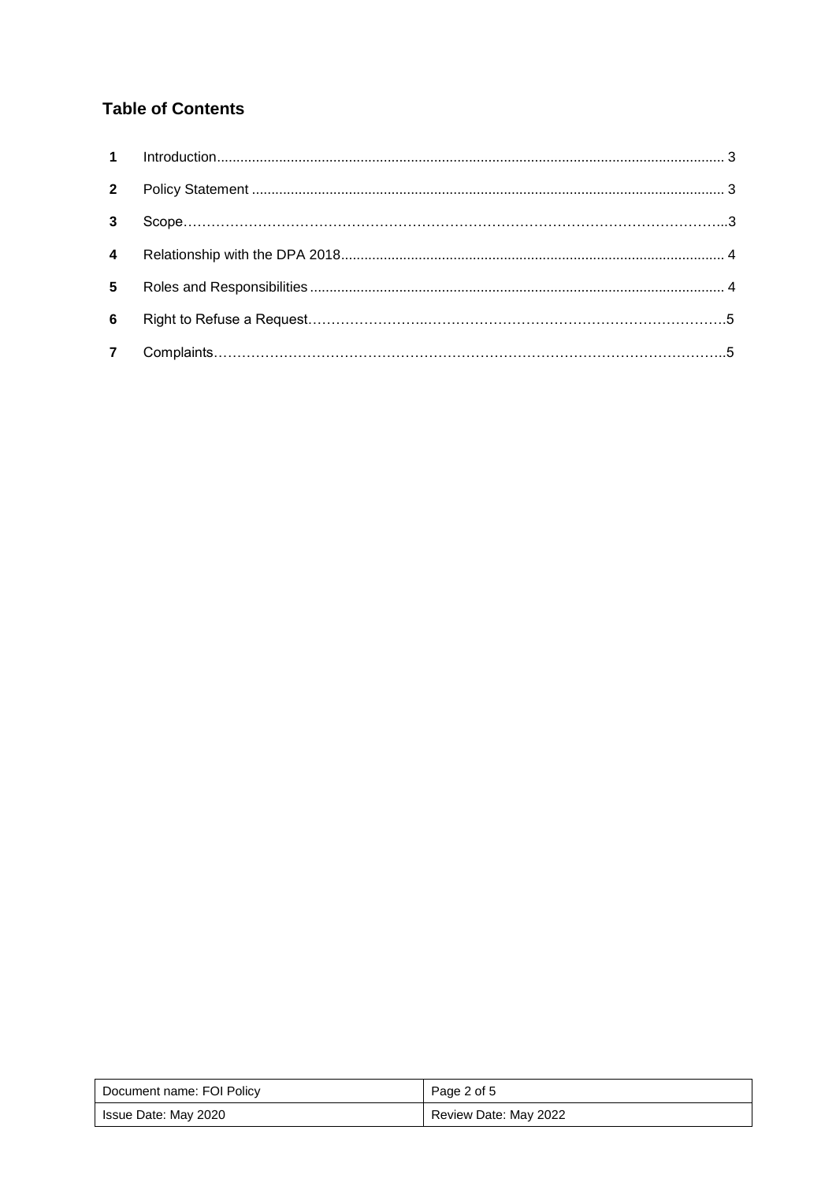## Table of Contents

| | | |
|---|---|---|
| **1** | Introduction | 3 |
| **2** | Policy Statement | 3 |
| **3** | Scope | 3 |
| **4** | Relationship with the DPA 2018 | 4 |
| **5** | Roles and Responsibilities | 4 |
| **6** | Right to Refuse a Request | 5 |
| **7** | Complaints | 5 |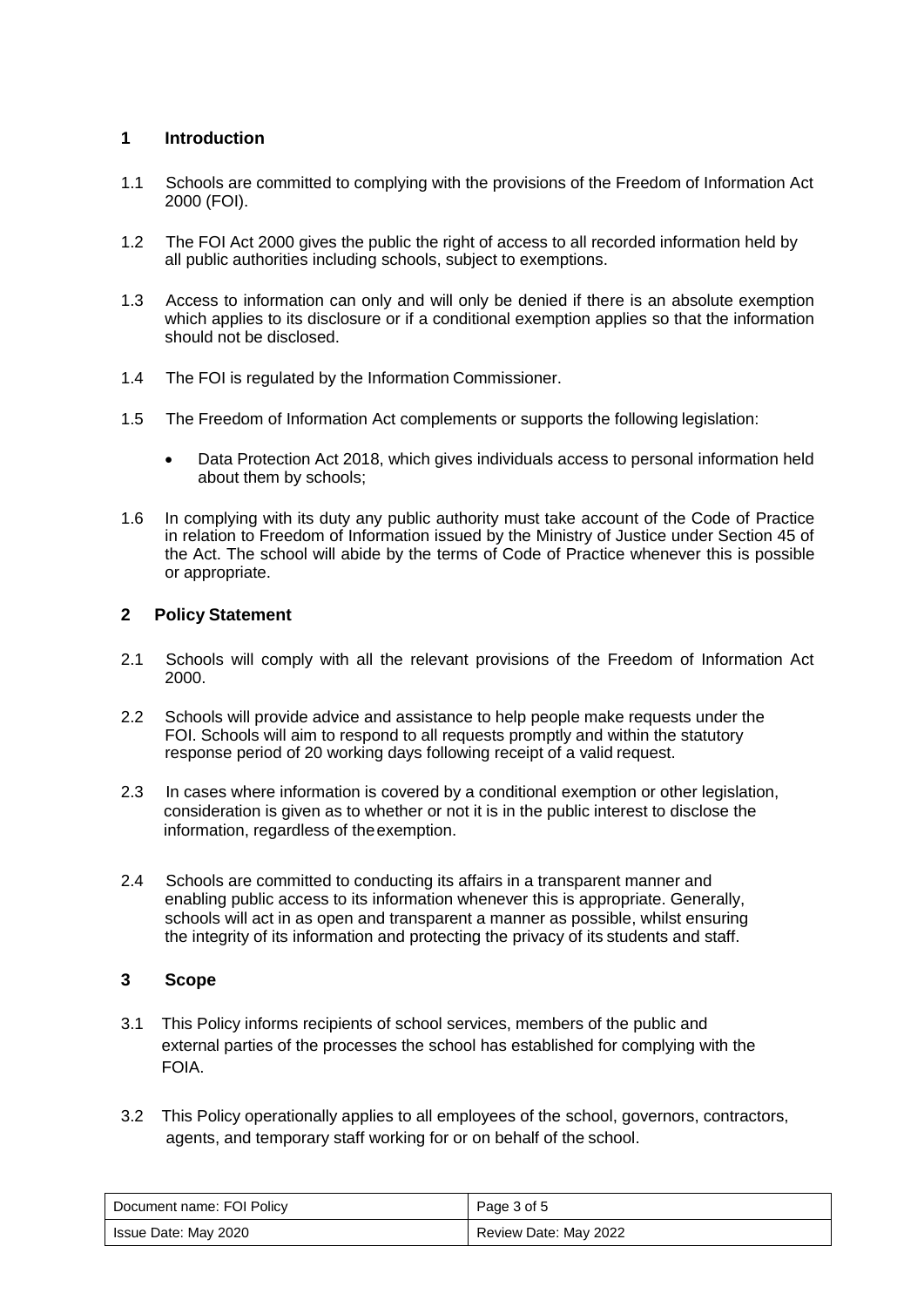## 1 Introduction

1.1 Schools are committed to complying with the provisions of the Freedom of Information Act 2000 (FOI).

1.2 The FOI Act 2000 gives the public the right of access to all recorded information held by all public authorities including schools, subject to exemptions.

1.3 Access to information can only and will only be denied if there is an absolute exemption which applies to its disclosure or if a conditional exemption applies so that the information should not be disclosed.

1.4 The FOI is regulated by the Information Commissioner.

1.5 The Freedom of Information Act complements or supports the following legislation:

- Data Protection Act 2018, which gives individuals access to personal information held about them by schools;

1.6 In complying with its duty any public authority must take account of the Code of Practice in relation to Freedom of Information issued by the Ministry of Justice under Section 45 of the Act. The school will abide by the terms of Code of Practice whenever this is possible or appropriate.

## 2 Policy Statement

2.1 Schools will comply with all the relevant provisions of the Freedom of Information Act 2000.

2.2 Schools will provide advice and assistance to help people make requests under the FOI. Schools will aim to respond to all requests promptly and within the statutory response period of 20 working days following receipt of a valid request.

2.3 In cases where information is covered by a conditional exemption or other legislation, consideration is given as to whether or not it is in the public interest to disclose the information, regardless of the exemption.

2.4 Schools are committed to conducting its affairs in a transparent manner and enabling public access to its information whenever this is appropriate. Generally, schools will act in as open and transparent a manner as possible, whilst ensuring the integrity of its information and protecting the privacy of its students and staff.

## 3 Scope

3.1 This Policy informs recipients of school services, members of the public and external parties of the processes the school has established for complying with the FOIA.

3.2 This Policy operationally applies to all employees of the school, governors, contractors, agents, and temporary staff working for or on behalf of the school.

| Document name: FOI Policy | Page 3 of 5 |
|---|---|
| Issue Date: May 2020 | Review Date: May 2022 |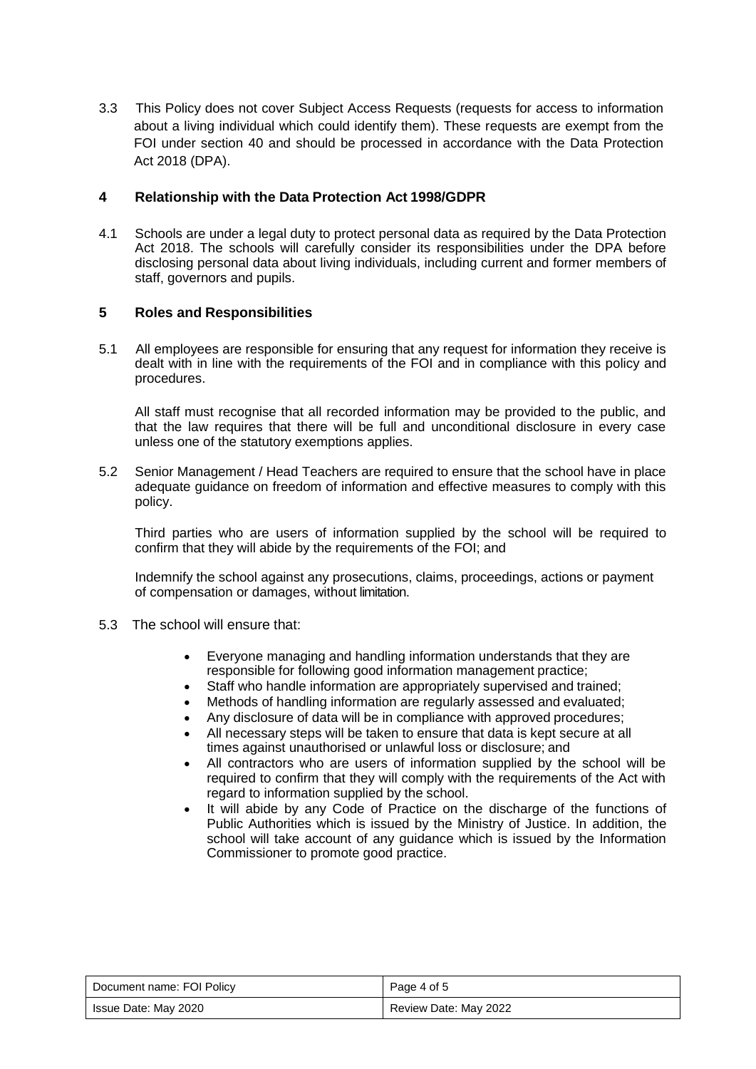3.3 This Policy does not cover Subject Access Requests (requests for access to information about a living individual which could identify them). These requests are exempt from the FOI under section 40 and should be processed in accordance with the Data Protection Act 2018 (DPA).

## 4 Relationship with the Data Protection Act 1998/GDPR

4.1 Schools are under a legal duty to protect personal data as required by the Data Protection Act 2018. The schools will carefully consider its responsibilities under the DPA before disclosing personal data about living individuals, including current and former members of staff, governors and pupils.

## 5 Roles and Responsibilities

5.1 All employees are responsible for ensuring that any request for information they receive is dealt with in line with the requirements of the FOI and in compliance with this policy and procedures.

All staff must recognise that all recorded information may be provided to the public, and that the law requires that there will be full and unconditional disclosure in every case unless one of the statutory exemptions applies.

5.2 Senior Management / Head Teachers are required to ensure that the school have in place adequate guidance on freedom of information and effective measures to comply with this policy.

Third parties who are users of information supplied by the school will be required to confirm that they will abide by the requirements of the FOI; and

Indemnify the school against any prosecutions, claims, proceedings, actions or payment of compensation or damages, without limitation.

5.3 The school will ensure that:

- Everyone managing and handling information understands that they are responsible for following good information management practice;
- Staff who handle information are appropriately supervised and trained;
- Methods of handling information are regularly assessed and evaluated;
- Any disclosure of data will be in compliance with approved procedures;
- All necessary steps will be taken to ensure that data is kept secure at all times against unauthorised or unlawful loss or disclosure; and
- All contractors who are users of information supplied by the school will be required to confirm that they will comply with the requirements of the Act with regard to information supplied by the school.
- It will abide by any Code of Practice on the discharge of the functions of Public Authorities which is issued by the Ministry of Justice. In addition, the school will take account of any guidance which is issued by the Information Commissioner to promote good practice.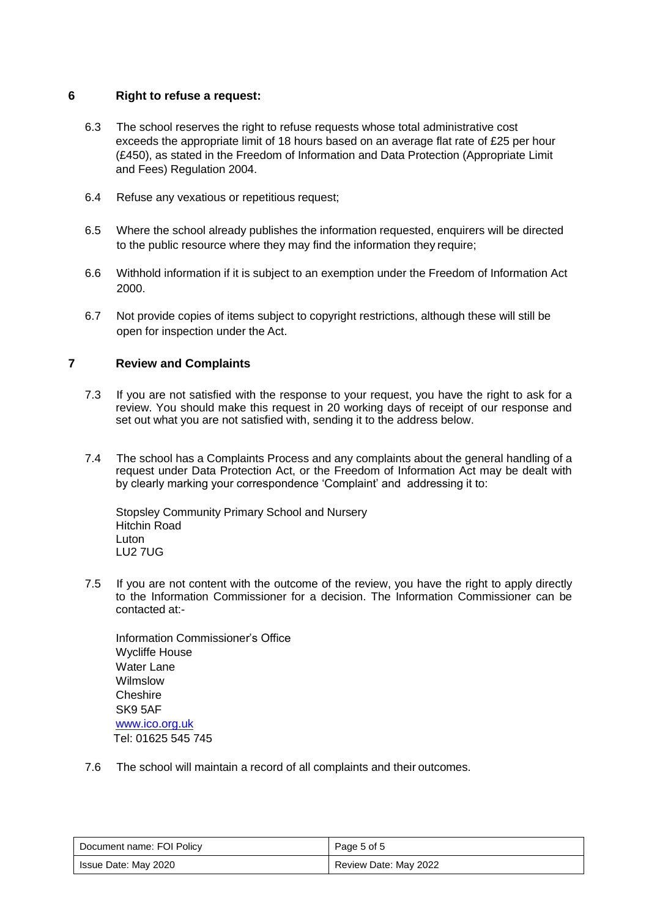## 6 Right to refuse a request:

6.3 The school reserves the right to refuse requests whose total administrative cost exceeds the appropriate limit of 18 hours based on an average flat rate of £25 per hour (£450), as stated in the Freedom of Information and Data Protection (Appropriate Limit and Fees) Regulation 2004.

6.4 Refuse any vexatious or repetitious request;

6.5 Where the school already publishes the information requested, enquirers will be directed to the public resource where they may find the information they require;

6.6 Withhold information if it is subject to an exemption under the Freedom of Information Act 2000.

6.7 Not provide copies of items subject to copyright restrictions, although these will still be open for inspection under the Act.

## 7 Review and Complaints

7.3 If you are not satisfied with the response to your request, you have the right to ask for a review. You should make this request in 20 working days of receipt of our response and set out what you are not satisfied with, sending it to the address below.

7.4 The school has a Complaints Process and any complaints about the general handling of a request under Data Protection Act, or the Freedom of Information Act may be dealt with by clearly marking your correspondence 'Complaint' and addressing it to:

Stopsley Community Primary School and Nursery
Hitchin Road
Luton
LU2 7UG

7.5 If you are not content with the outcome of the review, you have the right to apply directly to the Information Commissioner for a decision. The Information Commissioner can be contacted at:-

Information Commissioner's Office
Wycliffe House
Water Lane
Wilmslow
Cheshire
SK9 5AF
www.ico.org.uk
Tel: 01625 545 745

7.6 The school will maintain a record of all complaints and their outcomes.

| | |
|---|---|
| Document name: FOI Policy | Page 5 of 5 |
| Issue Date: May 2020 | Review Date: May 2022 |